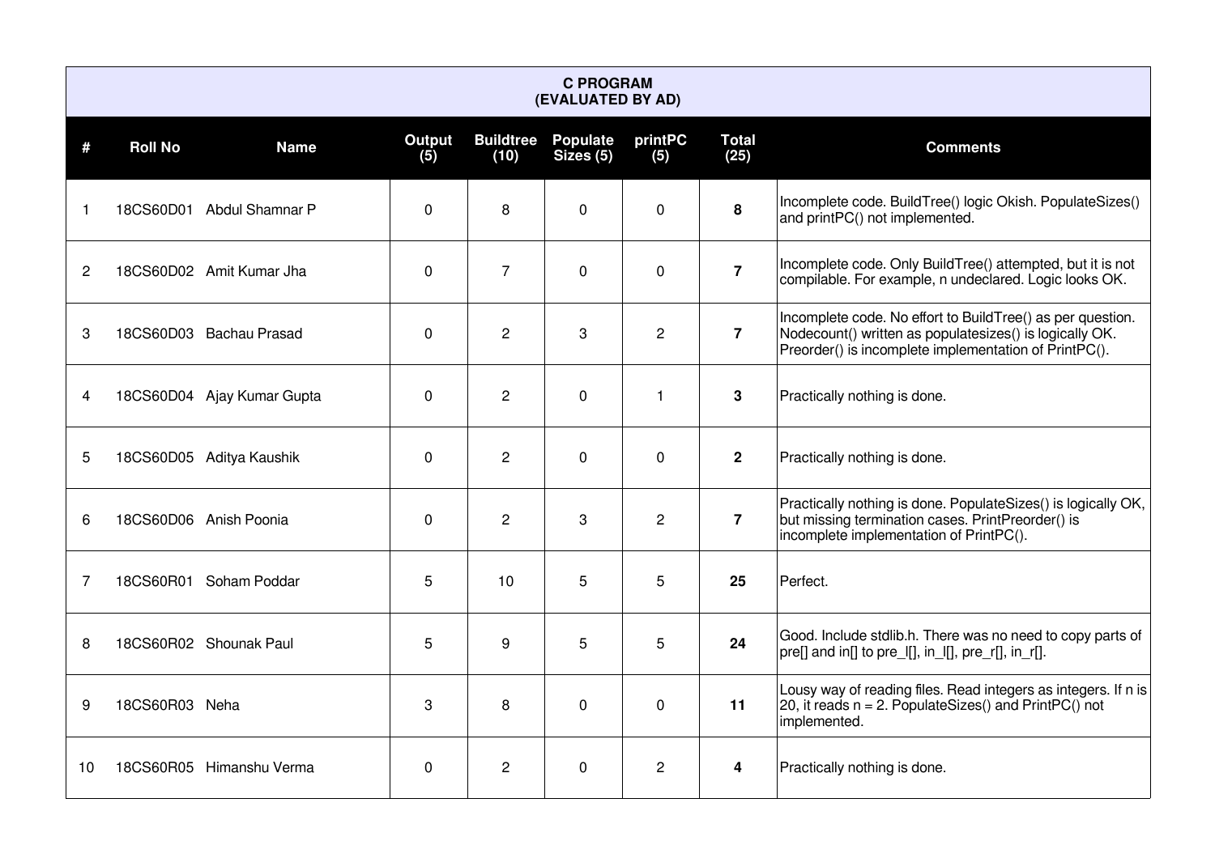## C PROGRAM
## (EVALUATED BY AD)

| # | Roll No | Name | Output (5) | Buildtree (10) | Populate Sizes (5) | printPC (5) | Total (25) | Comments |
|---|---|---|---|---|---|---|---|---|
| 1 | 18CS60D01 | Abdul Shamnar P | 0 | 8 | 0 | 0 | **8** | Incomplete code. BuildTree() logic Okish. PopulateSizes() and printPC() not implemented. |
| 2 | 18CS60D02 | Amit Kumar Jha | 0 | 7 | 0 | 0 | **7** | Incomplete code. Only BuildTree() attempted, but it is not compilable. For example, n undeclared. Logic looks OK. |
| 3 | 18CS60D03 | Bachau Prasad | 0 | 2 | 3 | 2 | **7** | Incomplete code. No effort to BuildTree() as per question. Nodecount() written as populatesizes() is logically OK. Preorder() is incomplete implementation of PrintPC(). |
| 4 | 18CS60D04 | Ajay Kumar Gupta | 0 | 2 | 0 | 1 | **3** | Practically nothing is done. |
| 5 | 18CS60D05 | Aditya Kaushik | 0 | 2 | 0 | 0 | **2** | Practically nothing is done. |
| 6 | 18CS60D06 | Anish Poonia | 0 | 2 | 3 | 2 | **7** | Practically nothing is done. PopulateSizes() is logically OK, but missing termination cases. PrintPreorder() is incomplete implementation of PrintPC(). |
| 7 | 18CS60R01 | Soham Poddar | 5 | 10 | 5 | 5 | **25** | Perfect. |
| 8 | 18CS60R02 | Shounak Paul | 5 | 9 | 5 | 5 | **24** | Good. Include stdlib.h. There was no need to copy parts of pre[] and in[] to pre_l[], in_l[], pre_r[], in_r[]. |
| 9 | 18CS60R03 | Neha | 3 | 8 | 0 | 0 | **11** | Lousy way of reading files. Read integers as integers. If n is 20, it reads n = 2. PopulateSizes() and PrintPC() not implemented. |
| 10 | 18CS60R05 | Himanshu Verma | 0 | 2 | 0 | 2 | **4** | Practically nothing is done. |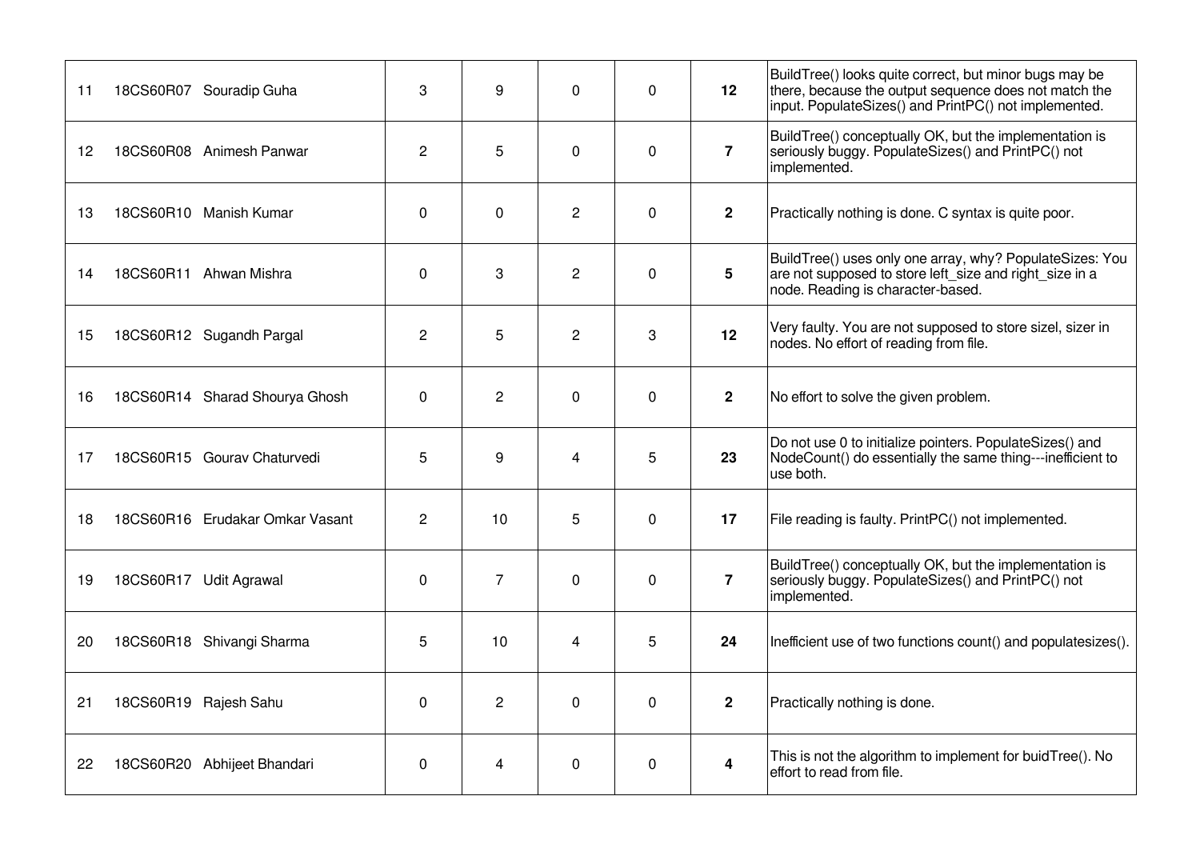| | | | | | | | | |
|---|---|---|---|---|---|---|---|---|
| 11 | 18CS60R07 | Souradip Guha | 3 | 9 | 0 | 0 | **12** | BuildTree() looks quite correct, but minor bugs may be there, because the output sequence does not match the input. PopulateSizes() and PrintPC() not implemented. |
| 12 | 18CS60R08 | Animesh Panwar | 2 | 5 | 0 | 0 | **7** | BuildTree() conceptually OK, but the implementation is seriously buggy. PopulateSizes() and PrintPC() not implemented. |
| 13 | 18CS60R10 | Manish Kumar | 0 | 0 | 2 | 0 | **2** | Practically nothing is done. C syntax is quite poor. |
| 14 | 18CS60R11 | Ahwan Mishra | 0 | 3 | 2 | 0 | **5** | BuildTree() uses only one array, why? PopulateSizes: You are not supposed to store left_size and right_size in a node. Reading is character-based. |
| 15 | 18CS60R12 | Sugandh Pargal | 2 | 5 | 2 | 3 | **12** | Very faulty. You are not supposed to store sizel, sizer in nodes. No effort of reading from file. |
| 16 | 18CS60R14 | Sharad Shourya Ghosh | 0 | 2 | 0 | 0 | **2** | No effort to solve the given problem. |
| 17 | 18CS60R15 | Gourav Chaturvedi | 5 | 9 | 4 | 5 | **23** | Do not use 0 to initialize pointers. PopulateSizes() and NodeCount() do essentially the same thing---inefficient to use both. |
| 18 | 18CS60R16 | Erudakar Omkar Vasant | 2 | 10 | 5 | 0 | **17** | File reading is faulty. PrintPC() not implemented. |
| 19 | 18CS60R17 | Udit Agrawal | 0 | 7 | 0 | 0 | **7** | BuildTree() conceptually OK, but the implementation is seriously buggy. PopulateSizes() and PrintPC() not implemented. |
| 20 | 18CS60R18 | Shivangi Sharma | 5 | 10 | 4 | 5 | **24** | Inefficient use of two functions count() and populatesizes(). |
| 21 | 18CS60R19 | Rajesh Sahu | 0 | 2 | 0 | 0 | **2** | Practically nothing is done. |
| 22 | 18CS60R20 | Abhijeet Bhandari | 0 | 4 | 0 | 0 | **4** | This is not the algorithm to implement for buidTree(). No effort to read from file. |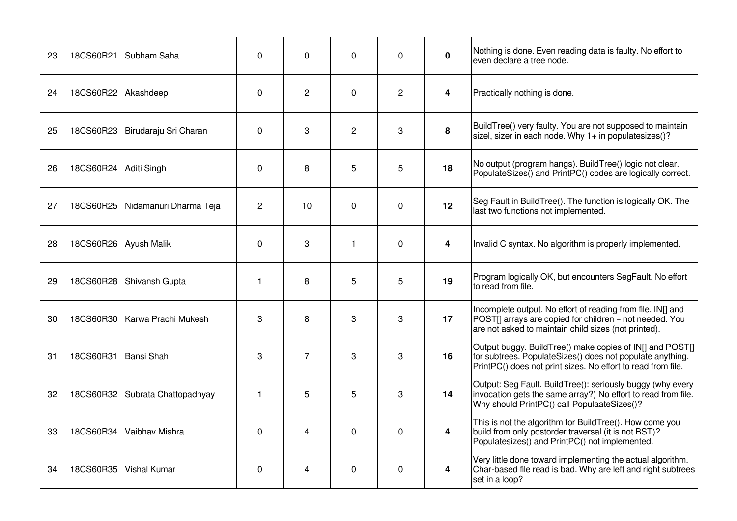| | | | | | | | | |
|---|---|---|---|---|---|---|---|---|
| 23 | 18CS60R21 | Subham Saha | 0 | 0 | 0 | 0 | **0** | Nothing is done. Even reading data is faulty. No effort to even declare a tree node. |
| 24 | 18CS60R22 | Akashdeep | 0 | 2 | 0 | 2 | **4** | Practically nothing is done. |
| 25 | 18CS60R23 | Birudaraju Sri Charan | 0 | 3 | 2 | 3 | **8** | BuildTree() very faulty. You are not supposed to maintain sizel, sizer in each node. Why 1+ in populatesizes()? |
| 26 | 18CS60R24 | Aditi Singh | 0 | 8 | 5 | 5 | **18** | No output (program hangs). BuildTree() logic not clear. PopulateSizes() and PrintPC() codes are logically correct. |
| 27 | 18CS60R25 | Nidamanuri Dharma Teja | 2 | 10 | 0 | 0 | **12** | Seg Fault in BuildTree(). The function is logically OK. The last two functions not implemented. |
| 28 | 18CS60R26 | Ayush Malik | 0 | 3 | 1 | 0 | **4** | Invalid C syntax. No algorithm is properly implemented. |
| 29 | 18CS60R28 | Shivansh Gupta | 1 | 8 | 5 | 5 | **19** | Program logically OK, but encounters SegFault. No effort to read from file. |
| 30 | 18CS60R30 | Karwa Prachi Mukesh | 3 | 8 | 3 | 3 | **17** | Incomplete output. No effort of reading from file. IN[] and POST[] arrays are copied for children – not needed. You are not asked to maintain child sizes (not printed). |
| 31 | 18CS60R31 | Bansi Shah | 3 | 7 | 3 | 3 | **16** | Output buggy. BuildTree() make copies of IN[] and POST[] for subtrees. PopulateSizes() does not populate anything. PrintPC() does not print sizes. No effort to read from file. |
| 32 | 18CS60R32 | Subrata Chattopadhyay | 1 | 5 | 5 | 3 | **14** | Output: Seg Fault. BuildTree(): seriously buggy (why every invocation gets the same array?) No effort to read from file. Why should PrintPC() call PopulaateSizes()? |
| 33 | 18CS60R34 | Vaibhav Mishra | 0 | 4 | 0 | 0 | **4** | This is not the algorithm for BuildTree(). How come you build from only postorder traversal (it is not BST)? Populatesizes() and PrintPC() not implemented. |
| 34 | 18CS60R35 | Vishal Kumar | 0 | 4 | 0 | 0 | **4** | Very little done toward implementing the actual algorithm. Char-based file read is bad. Why are left and right subtrees set in a loop? |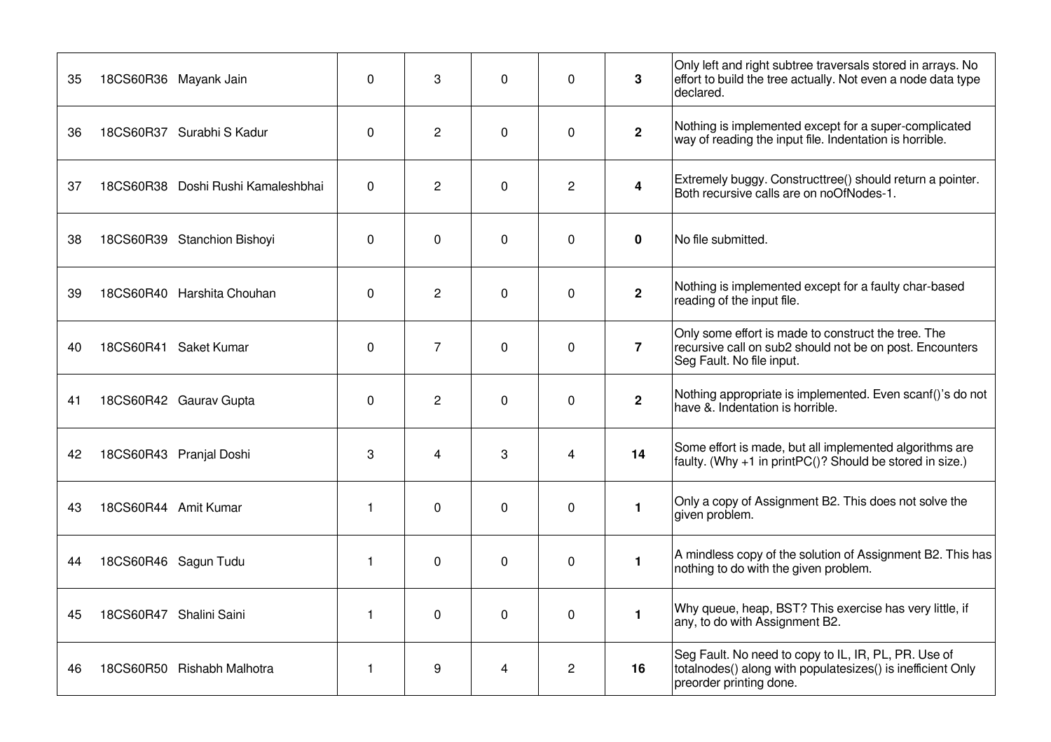| | | | | | | | | |
|---|---|---|---|---|---|---|---|---|
| 35 | 18CS60R36 | Mayank Jain | 0 | 3 | 0 | 0 | **3** | Only left and right subtree traversals stored in arrays. No effort to build the tree actually. Not even a node data type declared. |
| 36 | 18CS60R37 | Surabhi S Kadur | 0 | 2 | 0 | 0 | **2** | Nothing is implemented except for a super-complicated way of reading the input file. Indentation is horrible. |
| 37 | 18CS60R38 | Doshi Rushi Kamaleshbhai | 0 | 2 | 0 | 2 | **4** | Extremely buggy. Constructtree() should return a pointer. Both recursive calls are on noOfNodes-1. |
| 38 | 18CS60R39 | Stanchion Bishoyi | 0 | 0 | 0 | 0 | **0** | No file submitted. |
| 39 | 18CS60R40 | Harshita Chouhan | 0 | 2 | 0 | 0 | **2** | Nothing is implemented except for a faulty char-based reading of the input file. |
| 40 | 18CS60R41 | Saket Kumar | 0 | 7 | 0 | 0 | **7** | Only some effort is made to construct the tree. The recursive call on sub2 should not be on post. Encounters Seg Fault. No file input. |
| 41 | 18CS60R42 | Gaurav Gupta | 0 | 2 | 0 | 0 | **2** | Nothing appropriate is implemented. Even scanf()'s do not have &. Indentation is horrible. |
| 42 | 18CS60R43 | Pranjal Doshi | 3 | 4 | 3 | 4 | **14** | Some effort is made, but all implemented algorithms are faulty. (Why +1 in printPC()? Should be stored in size.) |
| 43 | 18CS60R44 | Amit Kumar | 1 | 0 | 0 | 0 | **1** | Only a copy of Assignment B2. This does not solve the given problem. |
| 44 | 18CS60R46 | Sagun Tudu | 1 | 0 | 0 | 0 | **1** | A mindless copy of the solution of Assignment B2. This has nothing to do with the given problem. |
| 45 | 18CS60R47 | Shalini Saini | 1 | 0 | 0 | 0 | **1** | Why queue, heap, BST? This exercise has very little, if any, to do with Assignment B2. |
| 46 | 18CS60R50 | Rishabh Malhotra | 1 | 9 | 4 | 2 | **16** | Seg Fault. No need to copy to IL, IR, PL, PR. Use of totalnodes() along with populatesizes() is inefficient Only preorder printing done. |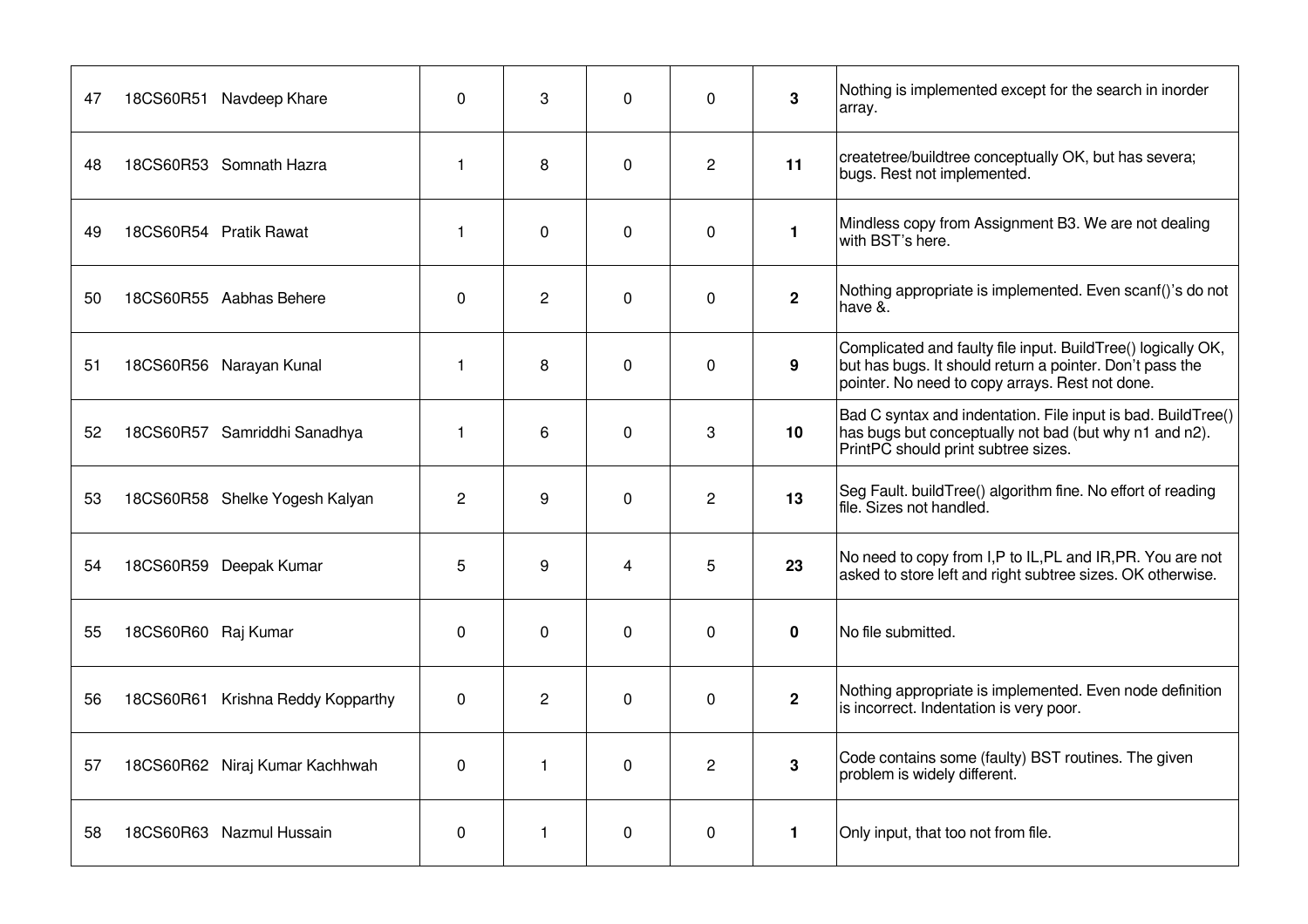| | | | | | | | | |
|---|---|---|---|---|---|---|---|---|
| 47 | 18CS60R51 | Navdeep Khare | 0 | 3 | 0 | 0 | **3** | Nothing is implemented except for the search in inorder array. |
| 48 | 18CS60R53 | Somnath Hazra | 1 | 8 | 0 | 2 | **11** | createtree/buildtree conceptually OK, but has severa; bugs. Rest not implemented. |
| 49 | 18CS60R54 | Pratik Rawat | 1 | 0 | 0 | 0 | **1** | Mindless copy from Assignment B3. We are not dealing with BST's here. |
| 50 | 18CS60R55 | Aabhas Behere | 0 | 2 | 0 | 0 | **2** | Nothing appropriate is implemented. Even scanf()'s do not have &. |
| 51 | 18CS60R56 | Narayan Kunal | 1 | 8 | 0 | 0 | **9** | Complicated and faulty file input. BuildTree() logically OK, but has bugs. It should return a pointer. Don't pass the pointer. No need to copy arrays. Rest not done. |
| 52 | 18CS60R57 | Samriddhi Sanadhya | 1 | 6 | 0 | 3 | **10** | Bad C syntax and indentation. File input is bad. BuildTree() has bugs but conceptually not bad (but why n1 and n2). PrintPC should print subtree sizes. |
| 53 | 18CS60R58 | Shelke Yogesh Kalyan | 2 | 9 | 0 | 2 | **13** | Seg Fault. buildTree() algorithm fine. No effort of reading file. Sizes not handled. |
| 54 | 18CS60R59 | Deepak Kumar | 5 | 9 | 4 | 5 | **23** | No need to copy from I,P to IL,PL and IR,PR. You are not asked to store left and right subtree sizes. OK otherwise. |
| 55 | 18CS60R60 | Raj Kumar | 0 | 0 | 0 | 0 | **0** | No file submitted. |
| 56 | 18CS60R61 | Krishna Reddy Kopparthy | 0 | 2 | 0 | 0 | **2** | Nothing appropriate is implemented. Even node definition is incorrect. Indentation is very poor. |
| 57 | 18CS60R62 | Niraj Kumar Kachhwah | 0 | 1 | 0 | 2 | **3** | Code contains some (faulty) BST routines. The given problem is widely different. |
| 58 | 18CS60R63 | Nazmul Hussain | 0 | 1 | 0 | 0 | **1** | Only input, that too not from file. |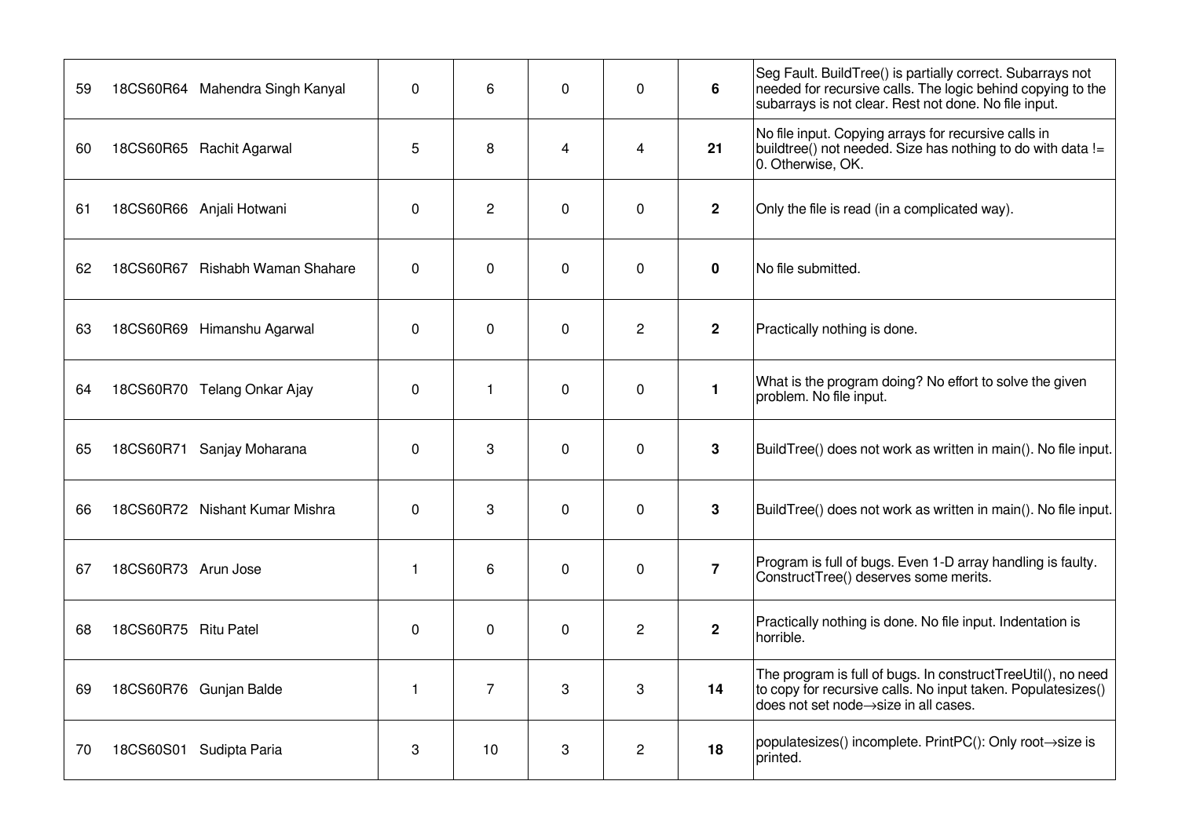| | | | | | | | | |
|---|---|---|---|---|---|---|---|---|
| 59 | 18CS60R64 | Mahendra Singh Kanyal | 0 | 6 | 0 | 0 | **6** | Seg Fault. BuildTree() is partially correct. Subarrays not needed for recursive calls. The logic behind copying to the subarrays is not clear. Rest not done. No file input. |
| 60 | 18CS60R65 | Rachit Agarwal | 5 | 8 | 4 | 4 | **21** | No file input. Copying arrays for recursive calls in buildtree() not needed. Size has nothing to do with data != 0. Otherwise, OK. |
| 61 | 18CS60R66 | Anjali Hotwani | 0 | 2 | 0 | 0 | **2** | Only the file is read (in a complicated way). |
| 62 | 18CS60R67 | Rishabh Waman Shahare | 0 | 0 | 0 | 0 | **0** | No file submitted. |
| 63 | 18CS60R69 | Himanshu Agarwal | 0 | 0 | 0 | 2 | **2** | Practically nothing is done. |
| 64 | 18CS60R70 | Telang Onkar Ajay | 0 | 1 | 0 | 0 | **1** | What is the program doing? No effort to solve the given problem. No file input. |
| 65 | 18CS60R71 | Sanjay Moharana | 0 | 3 | 0 | 0 | **3** | BuildTree() does not work as written in main(). No file input. |
| 66 | 18CS60R72 | Nishant Kumar Mishra | 0 | 3 | 0 | 0 | **3** | BuildTree() does not work as written in main(). No file input. |
| 67 | 18CS60R73 | Arun Jose | 1 | 6 | 0 | 0 | **7** | Program is full of bugs. Even 1-D array handling is faulty. ConstructTree() deserves some merits. |
| 68 | 18CS60R75 | Ritu Patel | 0 | 0 | 0 | 2 | **2** | Practically nothing is done. No file input. Indentation is horrible. |
| 69 | 18CS60R76 | Gunjan Balde | 1 | 7 | 3 | 3 | **14** | The program is full of bugs. In constructTreeUtil(), no need to copy for recursive calls. No input taken. Populatesizes() does not set node→size in all cases. |
| 70 | 18CS60S01 | Sudipta Paria | 3 | 10 | 3 | 2 | **18** | populatesizes() incomplete. PrintPC(): Only root→size is printed. |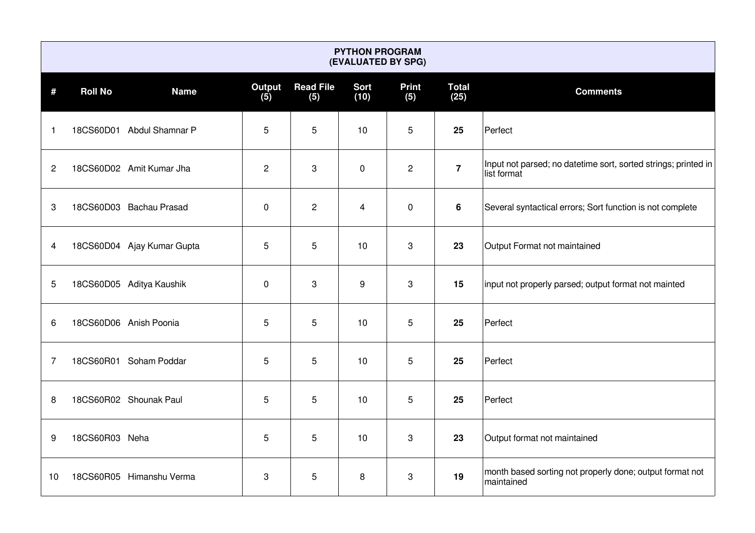| PYTHON PROGRAM (EVALUATED BY SPG) | | | | | | | | |
|---|---|---|---|---|---|---|---|---|
| # | Roll No | Name | Output (5) | Read File (5) | Sort (10) | Print (5) | Total (25) | Comments |
| 1 | 18CS60D01 | Abdul Shamnar P | 5 | 5 | 10 | 5 | **25** | Perfect |
| 2 | 18CS60D02 | Amit Kumar Jha | 2 | 3 | 0 | 2 | **7** | Input not parsed; no datetime sort, sorted strings; printed in list format |
| 3 | 18CS60D03 | Bachau Prasad | 0 | 2 | 4 | 0 | **6** | Several syntactical errors; Sort function is not complete |
| 4 | 18CS60D04 | Ajay Kumar Gupta | 5 | 5 | 10 | 3 | **23** | Output Format not maintained |
| 5 | 18CS60D05 | Aditya Kaushik | 0 | 3 | 9 | 3 | **15** | input not properly parsed; output format not mainted |
| 6 | 18CS60D06 | Anish Poonia | 5 | 5 | 10 | 5 | **25** | Perfect |
| 7 | 18CS60R01 | Soham Poddar | 5 | 5 | 10 | 5 | **25** | Perfect |
| 8 | 18CS60R02 | Shounak Paul | 5 | 5 | 10 | 5 | **25** | Perfect |
| 9 | 18CS60R03 | Neha | 5 | 5 | 10 | 3 | **23** | Output format not maintained |
| 10 | 18CS60R05 | Himanshu Verma | 3 | 5 | 8 | 3 | **19** | month based sorting not properly done; output format not maintained |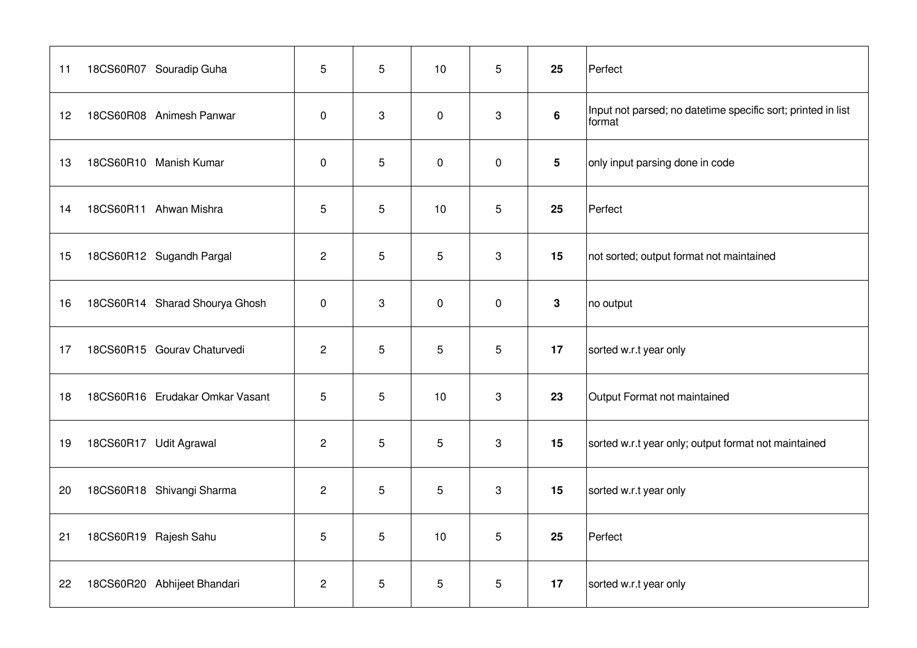| | | | | | | | | |
|---|---|---|---|---|---|---|---|---|
| 11 | 18CS60R07 | Souradip Guha | 5 | 5 | 10 | 5 | **25** | Perfect |
| 12 | 18CS60R08 | Animesh Panwar | 0 | 3 | 0 | 3 | **6** | Input not parsed; no datetime specific sort; printed in list format |
| 13 | 18CS60R10 | Manish Kumar | 0 | 5 | 0 | 0 | **5** | only input parsing done in code |
| 14 | 18CS60R11 | Ahwan Mishra | 5 | 5 | 10 | 5 | **25** | Perfect |
| 15 | 18CS60R12 | Sugandh Pargal | 2 | 5 | 5 | 3 | **15** | not sorted; output format not maintained |
| 16 | 18CS60R14 | Sharad Shourya Ghosh | 0 | 3 | 0 | 0 | **3** | no output |
| 17 | 18CS60R15 | Gourav Chaturvedi | 2 | 5 | 5 | 5 | **17** | sorted w.r.t year only |
| 18 | 18CS60R16 | Erudakar Omkar Vasant | 5 | 5 | 10 | 3 | **23** | Output Format not maintained |
| 19 | 18CS60R17 | Udit Agrawal | 2 | 5 | 5 | 3 | **15** | sorted w.r.t year only; output format not maintained |
| 20 | 18CS60R18 | Shivangi Sharma | 2 | 5 | 5 | 3 | **15** | sorted w.r.t year only |
| 21 | 18CS60R19 | Rajesh Sahu | 5 | 5 | 10 | 5 | **25** | Perfect |
| 22 | 18CS60R20 | Abhijeet Bhandari | 2 | 5 | 5 | 5 | **17** | sorted w.r.t year only |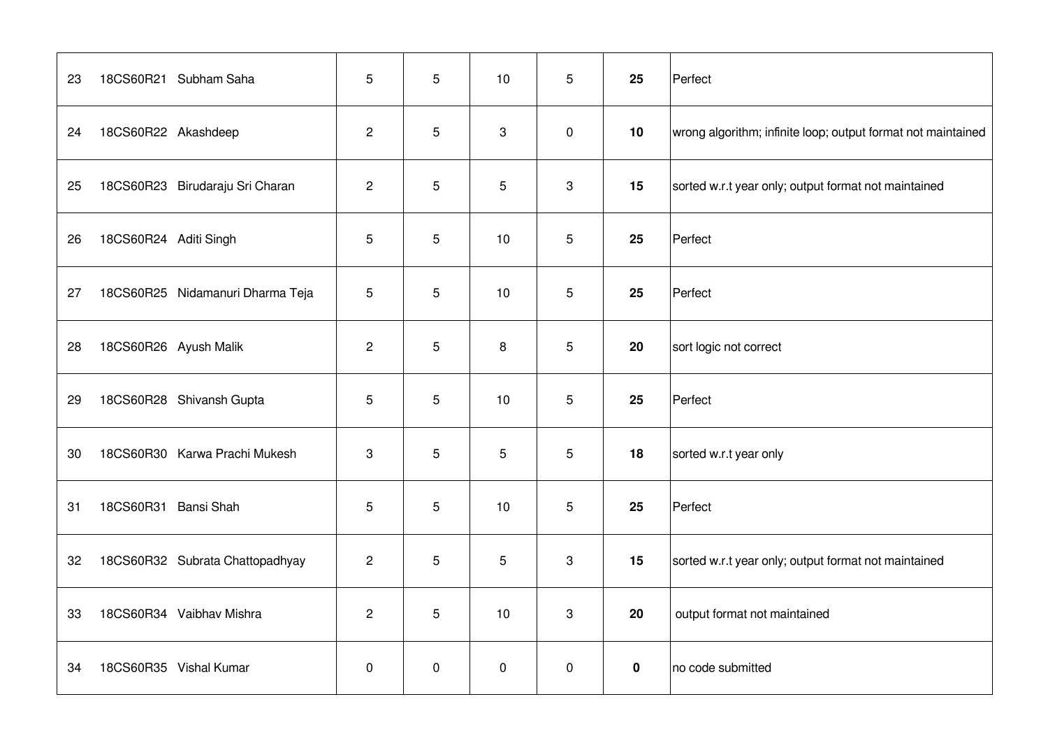| | | | | | | | | |
|---|---|---|---|---|---|---|---|---|
| 23 | 18CS60R21 | Subham Saha | 5 | 5 | 10 | 5 | **25** | Perfect |
| 24 | 18CS60R22 | Akashdeep | 2 | 5 | 3 | 0 | **10** | wrong algorithm; infinite loop; output format not maintained |
| 25 | 18CS60R23 | Birudaraju Sri Charan | 2 | 5 | 5 | 3 | **15** | sorted w.r.t year only; output format not maintained |
| 26 | 18CS60R24 | Aditi Singh | 5 | 5 | 10 | 5 | **25** | Perfect |
| 27 | 18CS60R25 | Nidamanuri Dharma Teja | 5 | 5 | 10 | 5 | **25** | Perfect |
| 28 | 18CS60R26 | Ayush Malik | 2 | 5 | 8 | 5 | **20** | sort logic not correct |
| 29 | 18CS60R28 | Shivansh Gupta | 5 | 5 | 10 | 5 | **25** | Perfect |
| 30 | 18CS60R30 | Karwa Prachi Mukesh | 3 | 5 | 5 | 5 | **18** | sorted w.r.t year only |
| 31 | 18CS60R31 | Bansi Shah | 5 | 5 | 10 | 5 | **25** | Perfect |
| 32 | 18CS60R32 | Subrata Chattopadhyay | 2 | 5 | 5 | 3 | **15** | sorted w.r.t year only; output format not maintained |
| 33 | 18CS60R34 | Vaibhav Mishra | 2 | 5 | 10 | 3 | **20** | output format not maintained |
| 34 | 18CS60R35 | Vishal Kumar | 0 | 0 | 0 | 0 | **0** | no code submitted |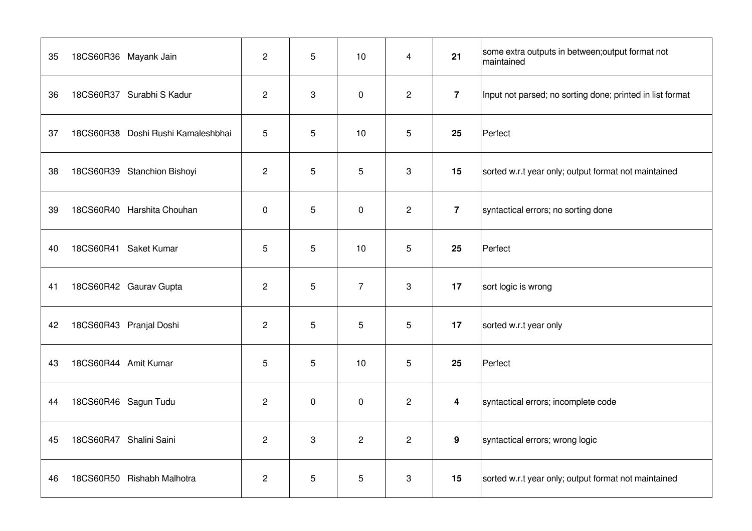| | | | | | | | | |
|---|---|---|---|---|---|---|---|---|
| 35 | 18CS60R36 | Mayank Jain | 2 | 5 | 10 | 4 | **21** | some extra outputs in between;output format not maintained |
| 36 | 18CS60R37 | Surabhi S Kadur | 2 | 3 | 0 | 2 | **7** | Input not parsed; no sorting done; printed in list format |
| 37 | 18CS60R38 | Doshi Rushi Kamaleshbhai | 5 | 5 | 10 | 5 | **25** | Perfect |
| 38 | 18CS60R39 | Stanchion Bishoyi | 2 | 5 | 5 | 3 | **15** | sorted w.r.t year only; output format not maintained |
| 39 | 18CS60R40 | Harshita Chouhan | 0 | 5 | 0 | 2 | **7** | syntactical errors; no sorting done |
| 40 | 18CS60R41 | Saket Kumar | 5 | 5 | 10 | 5 | **25** | Perfect |
| 41 | 18CS60R42 | Gaurav Gupta | 2 | 5 | 7 | 3 | **17** | sort logic is wrong |
| 42 | 18CS60R43 | Pranjal Doshi | 2 | 5 | 5 | 5 | **17** | sorted w.r.t year only |
| 43 | 18CS60R44 | Amit Kumar | 5 | 5 | 10 | 5 | **25** | Perfect |
| 44 | 18CS60R46 | Sagun Tudu | 2 | 0 | 0 | 2 | **4** | syntactical errors; incomplete code |
| 45 | 18CS60R47 | Shalini Saini | 2 | 3 | 2 | 2 | **9** | syntactical errors; wrong logic |
| 46 | 18CS60R50 | Rishabh Malhotra | 2 | 5 | 5 | 3 | **15** | sorted w.r.t year only; output format not maintained |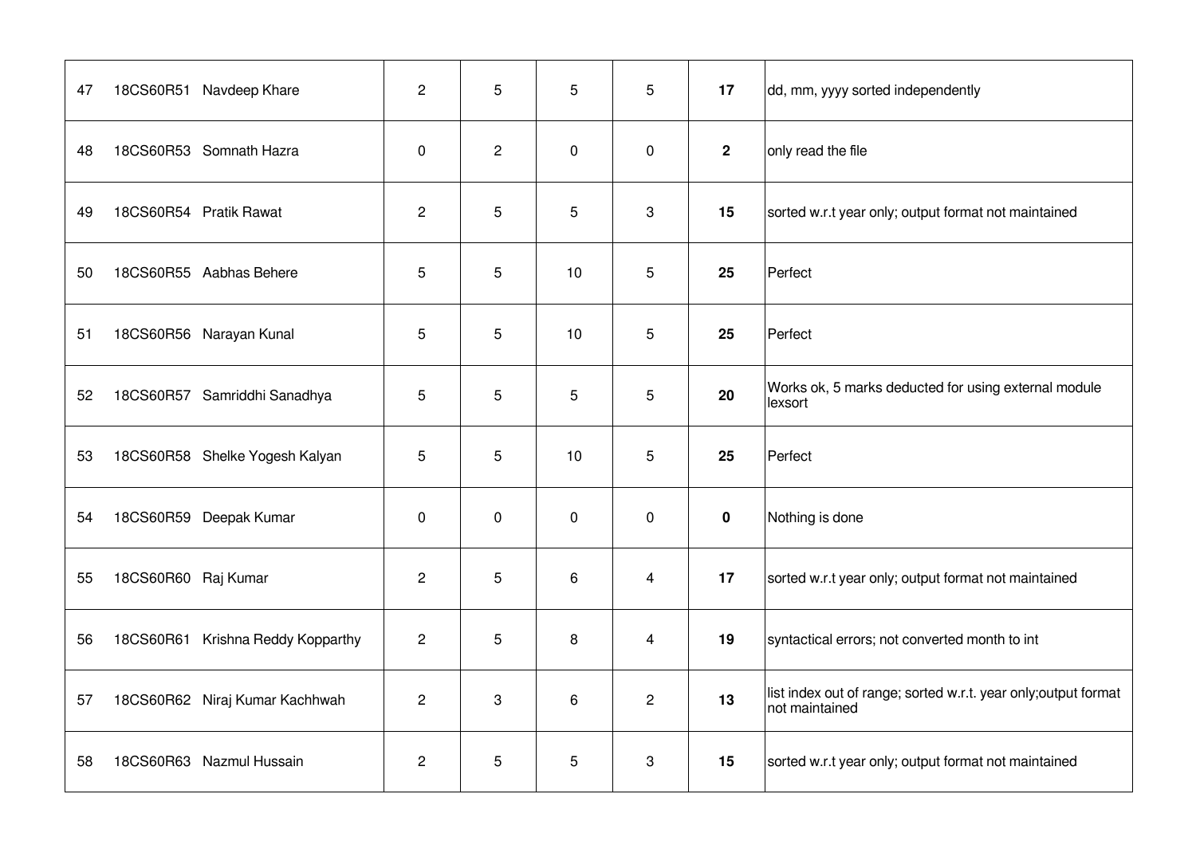| | | | | | | | |
|---|---|---|---|---|---|---|---|
| 47 18CS60R51 Navdeep Khare | 2 | 5 | 5 | 5 | **17** | dd, mm, yyyy sorted independently |
| 48 18CS60R53 Somnath Hazra | 0 | 2 | 0 | 0 | **2** | only read the file |
| 49 18CS60R54 Pratik Rawat | 2 | 5 | 5 | 3 | **15** | sorted w.r.t year only; output format not maintained |
| 50 18CS60R55 Aabhas Behere | 5 | 5 | 10 | 5 | **25** | Perfect |
| 51 18CS60R56 Narayan Kunal | 5 | 5 | 10 | 5 | **25** | Perfect |
| 52 18CS60R57 Samriddhi Sanadhya | 5 | 5 | 5 | 5 | **20** | Works ok, 5 marks deducted for using external module lexsort |
| 53 18CS60R58 Shelke Yogesh Kalyan | 5 | 5 | 10 | 5 | **25** | Perfect |
| 54 18CS60R59 Deepak Kumar | 0 | 0 | 0 | 0 | **0** | Nothing is done |
| 55 18CS60R60 Raj Kumar | 2 | 5 | 6 | 4 | **17** | sorted w.r.t year only; output format not maintained |
| 56 18CS60R61 Krishna Reddy Kopparthy | 2 | 5 | 8 | 4 | **19** | syntactical errors; not converted month to int |
| 57 18CS60R62 Niraj Kumar Kachhwah | 2 | 3 | 6 | 2 | **13** | list index out of range; sorted w.r.t. year only;output format not maintained |
| 58 18CS60R63 Nazmul Hussain | 2 | 5 | 5 | 3 | **15** | sorted w.r.t year only; output format not maintained |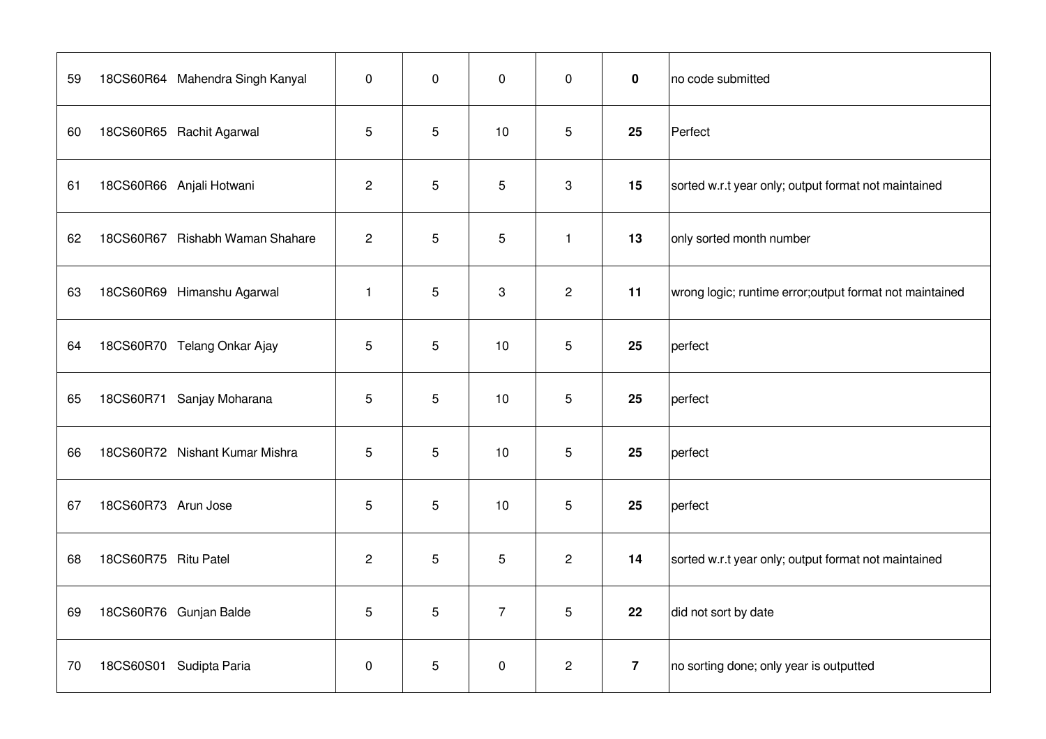| | | | | | | | | |
|---|---|---|---|---|---|---|---|---|
| 59 | 18CS60R64 | Mahendra Singh Kanyal | 0 | 0 | 0 | 0 | **0** | no code submitted |
| 60 | 18CS60R65 | Rachit Agarwal | 5 | 5 | 10 | 5 | **25** | Perfect |
| 61 | 18CS60R66 | Anjali Hotwani | 2 | 5 | 5 | 3 | **15** | sorted w.r.t year only; output format not maintained |
| 62 | 18CS60R67 | Rishabh Waman Shahare | 2 | 5 | 5 | 1 | **13** | only sorted month number |
| 63 | 18CS60R69 | Himanshu Agarwal | 1 | 5 | 3 | 2 | **11** | wrong logic; runtime error;output format not maintained |
| 64 | 18CS60R70 | Telang Onkar Ajay | 5 | 5 | 10 | 5 | **25** | perfect |
| 65 | 18CS60R71 | Sanjay Moharana | 5 | 5 | 10 | 5 | **25** | perfect |
| 66 | 18CS60R72 | Nishant Kumar Mishra | 5 | 5 | 10 | 5 | **25** | perfect |
| 67 | 18CS60R73 | Arun Jose | 5 | 5 | 10 | 5 | **25** | perfect |
| 68 | 18CS60R75 | Ritu Patel | 2 | 5 | 5 | 2 | **14** | sorted w.r.t year only; output format not maintained |
| 69 | 18CS60R76 | Gunjan Balde | 5 | 5 | 7 | 5 | **22** | did not sort by date |
| 70 | 18CS60S01 | Sudipta Paria | 0 | 5 | 0 | 2 | **7** | no sorting done; only year is outputted |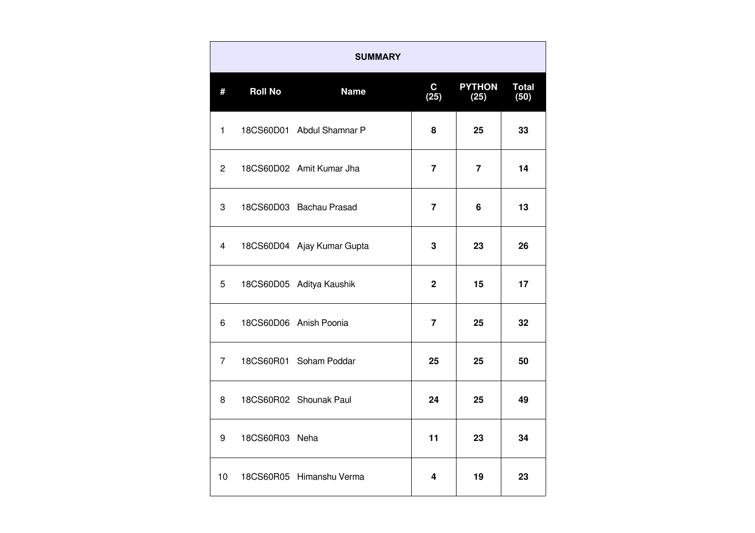| SUMMARY | | | | | |
|---|---|---|---|---|---|
| # | Roll No | Name | C (25) | PYTHON (25) | Total (50) |
| 1 | 18CS60D01 | Abdul Shamnar P | **8** | **25** | **33** |
| 2 | 18CS60D02 | Amit Kumar Jha | **7** | **7** | **14** |
| 3 | 18CS60D03 | Bachau Prasad | **7** | **6** | **13** |
| 4 | 18CS60D04 | Ajay Kumar Gupta | **3** | **23** | **26** |
| 5 | 18CS60D05 | Aditya Kaushik | **2** | **15** | **17** |
| 6 | 18CS60D06 | Anish Poonia | **7** | **25** | **32** |
| 7 | 18CS60R01 | Soham Poddar | **25** | **25** | **50** |
| 8 | 18CS60R02 | Shounak Paul | **24** | **25** | **49** |
| 9 | 18CS60R03 | Neha | **11** | **23** | **34** |
| 10 | 18CS60R05 | Himanshu Verma | **4** | **19** | **23** |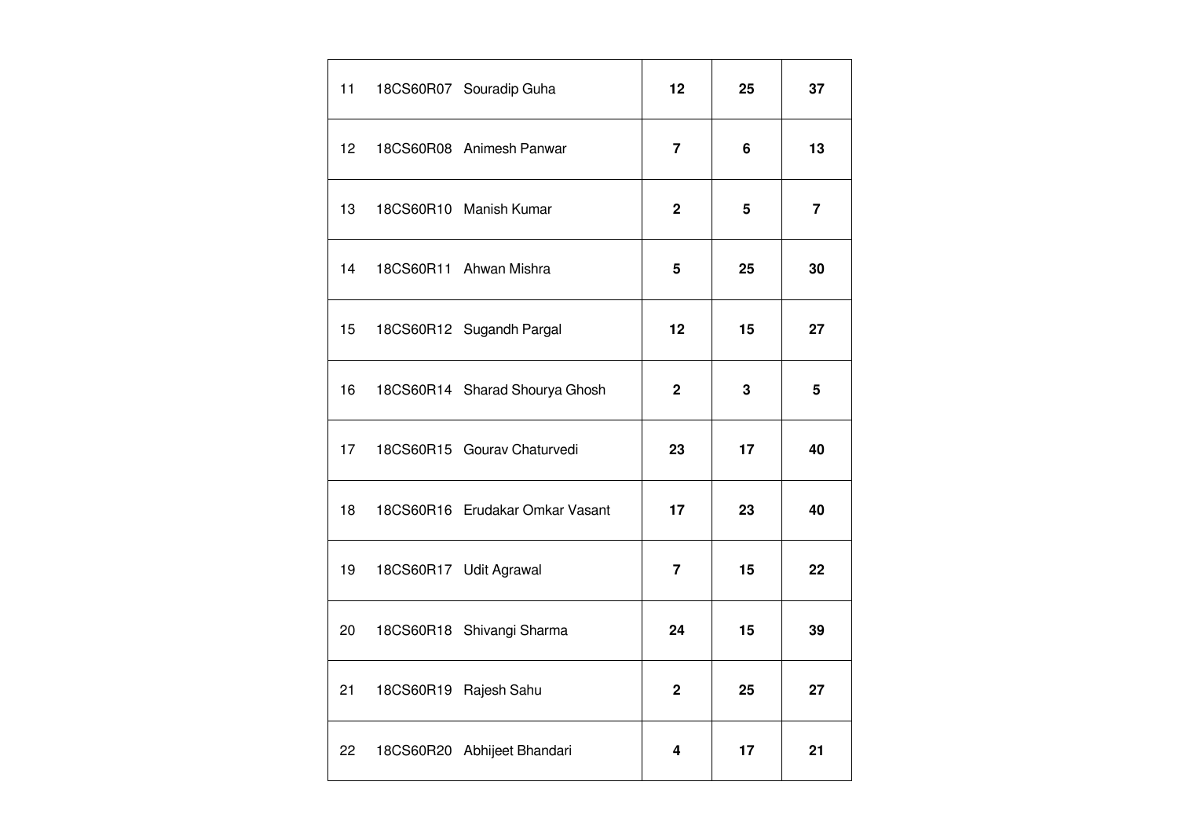| | | | | | |
|---|---|---|---|---|---|
| 11 | 18CS60R07 | Souradip Guha | **12** | **25** | **37** |
| 12 | 18CS60R08 | Animesh Panwar | **7** | **6** | **13** |
| 13 | 18CS60R10 | Manish Kumar | **2** | **5** | **7** |
| 14 | 18CS60R11 | Ahwan Mishra | **5** | **25** | **30** |
| 15 | 18CS60R12 | Sugandh Pargal | **12** | **15** | **27** |
| 16 | 18CS60R14 | Sharad Shourya Ghosh | **2** | **3** | **5** |
| 17 | 18CS60R15 | Gourav Chaturvedi | **23** | **17** | **40** |
| 18 | 18CS60R16 | Erudakar Omkar Vasant | **17** | **23** | **40** |
| 19 | 18CS60R17 | Udit Agrawal | **7** | **15** | **22** |
| 20 | 18CS60R18 | Shivangi Sharma | **24** | **15** | **39** |
| 21 | 18CS60R19 | Rajesh Sahu | **2** | **25** | **27** |
| 22 | 18CS60R20 | Abhijeet Bhandari | **4** | **17** | **21** |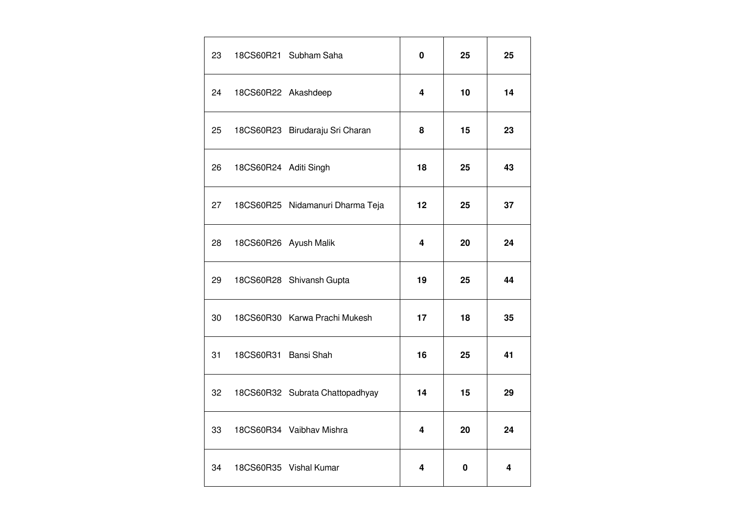| | | | | | |
|---|---|---|---|---|---|
| 23 | 18CS60R21 | Subham Saha | **0** | **25** | **25** |
| 24 | 18CS60R22 | Akashdeep | **4** | **10** | **14** |
| 25 | 18CS60R23 | Birudaraju Sri Charan | **8** | **15** | **23** |
| 26 | 18CS60R24 | Aditi Singh | **18** | **25** | **43** |
| 27 | 18CS60R25 | Nidamanuri Dharma Teja | **12** | **25** | **37** |
| 28 | 18CS60R26 | Ayush Malik | **4** | **20** | **24** |
| 29 | 18CS60R28 | Shivansh Gupta | **19** | **25** | **44** |
| 30 | 18CS60R30 | Karwa Prachi Mukesh | **17** | **18** | **35** |
| 31 | 18CS60R31 | Bansi Shah | **16** | **25** | **41** |
| 32 | 18CS60R32 | Subrata Chattopadhyay | **14** | **15** | **29** |
| 33 | 18CS60R34 | Vaibhav Mishra | **4** | **20** | **24** |
| 34 | 18CS60R35 | Vishal Kumar | **4** | **0** | **4** |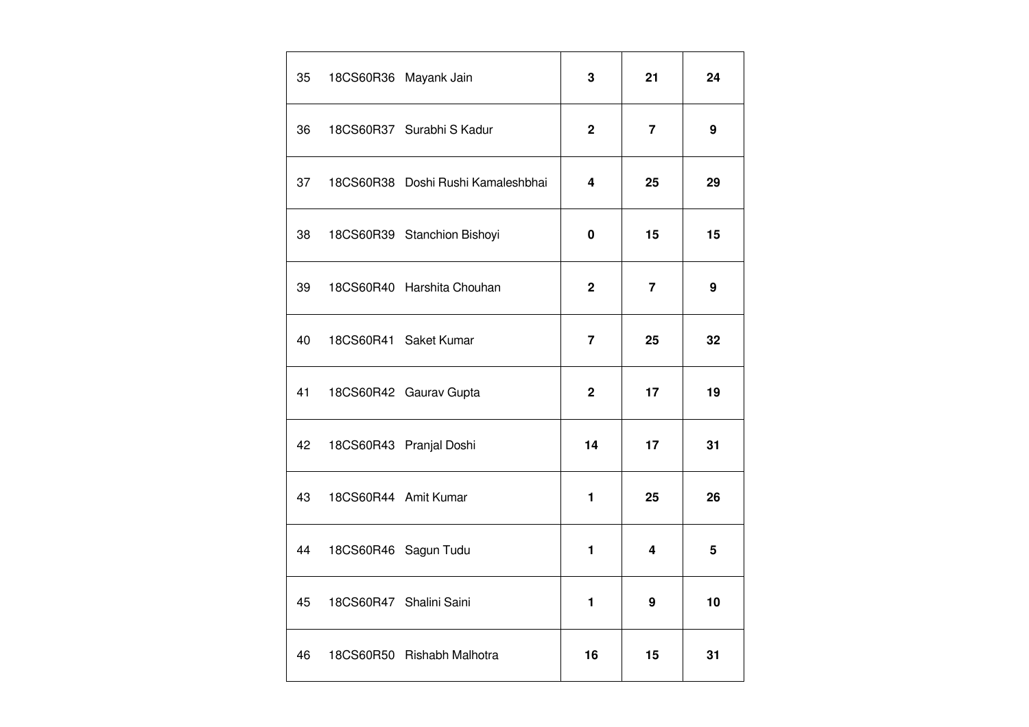| | | | | | |
|---|---|---|---|---|---|
| 35 | 18CS60R36 | Mayank Jain | **3** | **21** | **24** |
| 36 | 18CS60R37 | Surabhi S Kadur | **2** | **7** | **9** |
| 37 | 18CS60R38 | Doshi Rushi Kamaleshbhai | **4** | **25** | **29** |
| 38 | 18CS60R39 | Stanchion Bishoyi | **0** | **15** | **15** |
| 39 | 18CS60R40 | Harshita Chouhan | **2** | **7** | **9** |
| 40 | 18CS60R41 | Saket Kumar | **7** | **25** | **32** |
| 41 | 18CS60R42 | Gaurav Gupta | **2** | **17** | **19** |
| 42 | 18CS60R43 | Pranjal Doshi | **14** | **17** | **31** |
| 43 | 18CS60R44 | Amit Kumar | **1** | **25** | **26** |
| 44 | 18CS60R46 | Sagun Tudu | **1** | **4** | **5** |
| 45 | 18CS60R47 | Shalini Saini | **1** | **9** | **10** |
| 46 | 18CS60R50 | Rishabh Malhotra | **16** | **15** | **31** |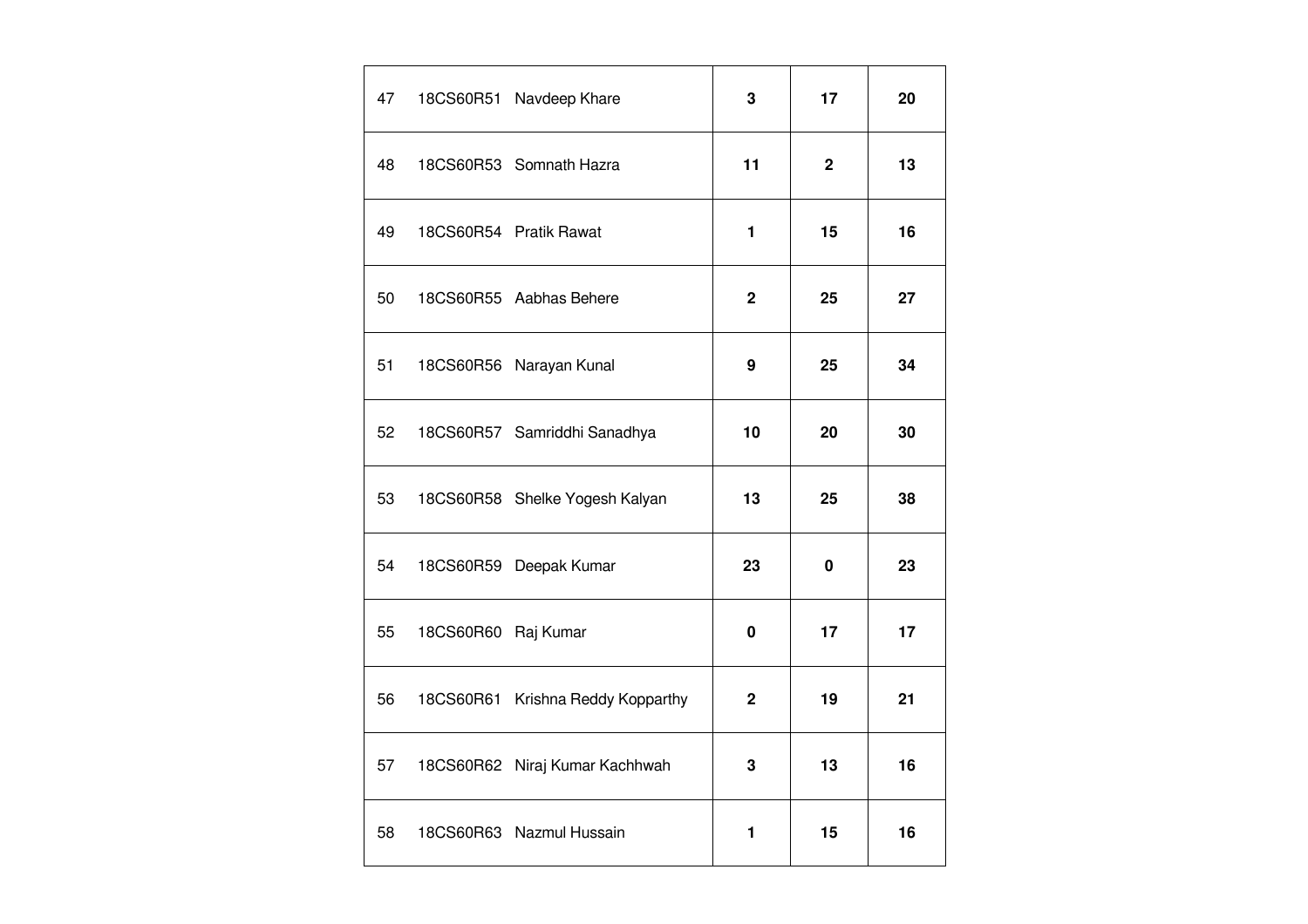| | | | | | |
|---|---|---|---|---|---|
| 47 | 18CS60R51 | Navdeep Khare | **3** | **17** | **20** |
| 48 | 18CS60R53 | Somnath Hazra | **11** | **2** | **13** |
| 49 | 18CS60R54 | Pratik Rawat | **1** | **15** | **16** |
| 50 | 18CS60R55 | Aabhas Behere | **2** | **25** | **27** |
| 51 | 18CS60R56 | Narayan Kunal | **9** | **25** | **34** |
| 52 | 18CS60R57 | Samriddhi Sanadhya | **10** | **20** | **30** |
| 53 | 18CS60R58 | Shelke Yogesh Kalyan | **13** | **25** | **38** |
| 54 | 18CS60R59 | Deepak Kumar | **23** | **0** | **23** |
| 55 | 18CS60R60 | Raj Kumar | **0** | **17** | **17** |
| 56 | 18CS60R61 | Krishna Reddy Kopparthy | **2** | **19** | **21** |
| 57 | 18CS60R62 | Niraj Kumar Kachhwah | **3** | **13** | **16** |
| 58 | 18CS60R63 | Nazmul Hussain | **1** | **15** | **16** |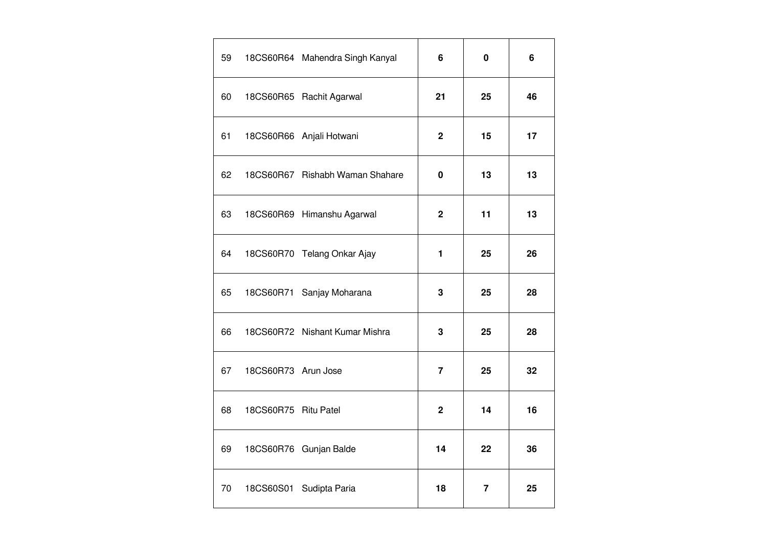| | | | | | |
|---|---|---|---|---|---|
| 59 | 18CS60R64 | Mahendra Singh Kanyal | **6** | **0** | **6** |
| 60 | 18CS60R65 | Rachit Agarwal | **21** | **25** | **46** |
| 61 | 18CS60R66 | Anjali Hotwani | **2** | **15** | **17** |
| 62 | 18CS60R67 | Rishabh Waman Shahare | **0** | **13** | **13** |
| 63 | 18CS60R69 | Himanshu Agarwal | **2** | **11** | **13** |
| 64 | 18CS60R70 | Telang Onkar Ajay | **1** | **25** | **26** |
| 65 | 18CS60R71 | Sanjay Moharana | **3** | **25** | **28** |
| 66 | 18CS60R72 | Nishant Kumar Mishra | **3** | **25** | **28** |
| 67 | 18CS60R73 | Arun Jose | **7** | **25** | **32** |
| 68 | 18CS60R75 | Ritu Patel | **2** | **14** | **16** |
| 69 | 18CS60R76 | Gunjan Balde | **14** | **22** | **36** |
| 70 | 18CS60S01 | Sudipta Paria | **18** | **7** | **25** |